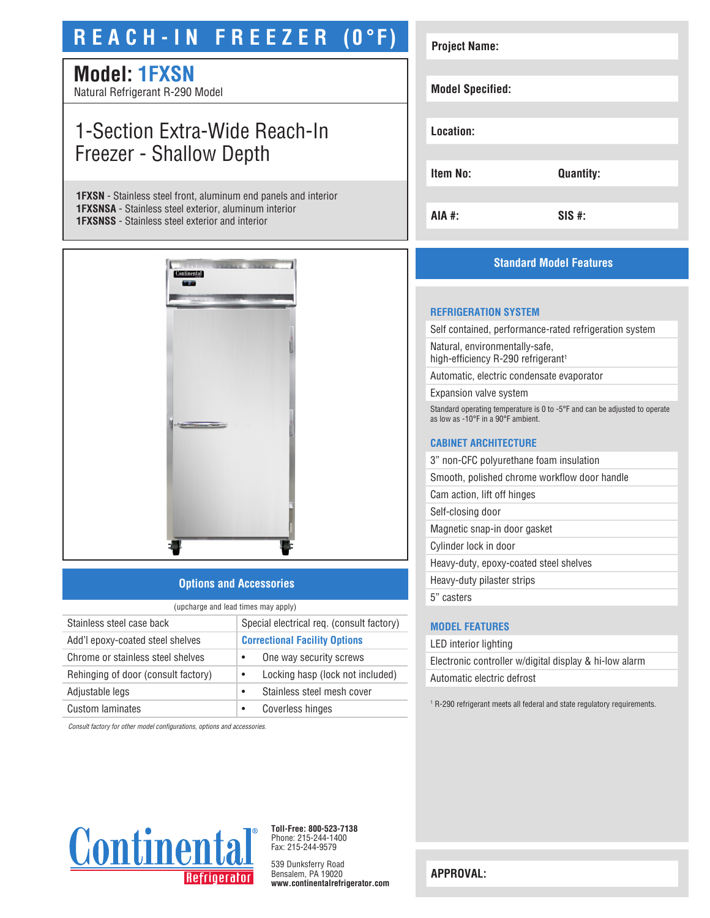# REACH-IN FREEZER (0°F)

## Model: 1FXSN

Natural Refrigerant R-290 Model

## 1-Section Extra-Wide Reach-In Freezer - Shallow Depth

**1FXSN** - Stainless steel front, aluminum end panels and interior
**1FXSNSA** - Stainless steel exterior, aluminum interior
**1FXSNSS** - Stainless steel exterior and interior

| | |
|---|---|
| **Project Name:** | |
| **Model Specified:** | |
| **Location:** | |
| **Item No:** | **Quantity:** |
| **AIA #:** | **SIS #:** |

## Options and Accessories

(upcharge and lead times may apply)

| | |
|---|---|
| Stainless steel case back | Special electrical req. (consult factory) |
| Add'l epoxy-coated steel shelves | **Correctional Facility Options** |
| Chrome or stainless steel shelves | • One way security screws |
| Rehinging of door (consult factory) | • Locking hasp (lock not included) |
| Adjustable legs | • Stainless steel mesh cover |
| Custom laminates | • Coverless hinges |

*Consult factory for other model configurations, options and accessories.*

## Standard Model Features

### REFRIGERATION SYSTEM

- Self contained, performance-rated refrigeration system
- Natural, environmentally-safe, high-efficiency R-290 refrigerant[1]
- Automatic, electric condensate evaporator
- Expansion valve system

Standard operating temperature is 0 to -5°F and can be adjusted to operate as low as -10°F in a 90°F ambient.

### CABINET ARCHITECTURE

- 3" non-CFC polyurethane foam insulation
- Smooth, polished chrome workflow door handle
- Cam action, lift off hinges
- Self-closing door
- Magnetic snap-in door gasket
- Cylinder lock in door
- Heavy-duty, epoxy-coated steel shelves
- Heavy-duty pilaster strips
- 5" casters

### MODEL FEATURES

- LED interior lighting
- Electronic controller w/digital display & hi-low alarm
- Automatic electric defrost

[1] R-290 refrigerant meets all federal and state regulatory requirements.

Continental Refrigerator

**Toll-Free: 800-523-7138**
Phone: 215-244-1400
Fax: 215-244-9579

539 Dunksferry Road
Bensalem, PA 19020
**www.continentalrefrigerator.com**

**APPROVAL:**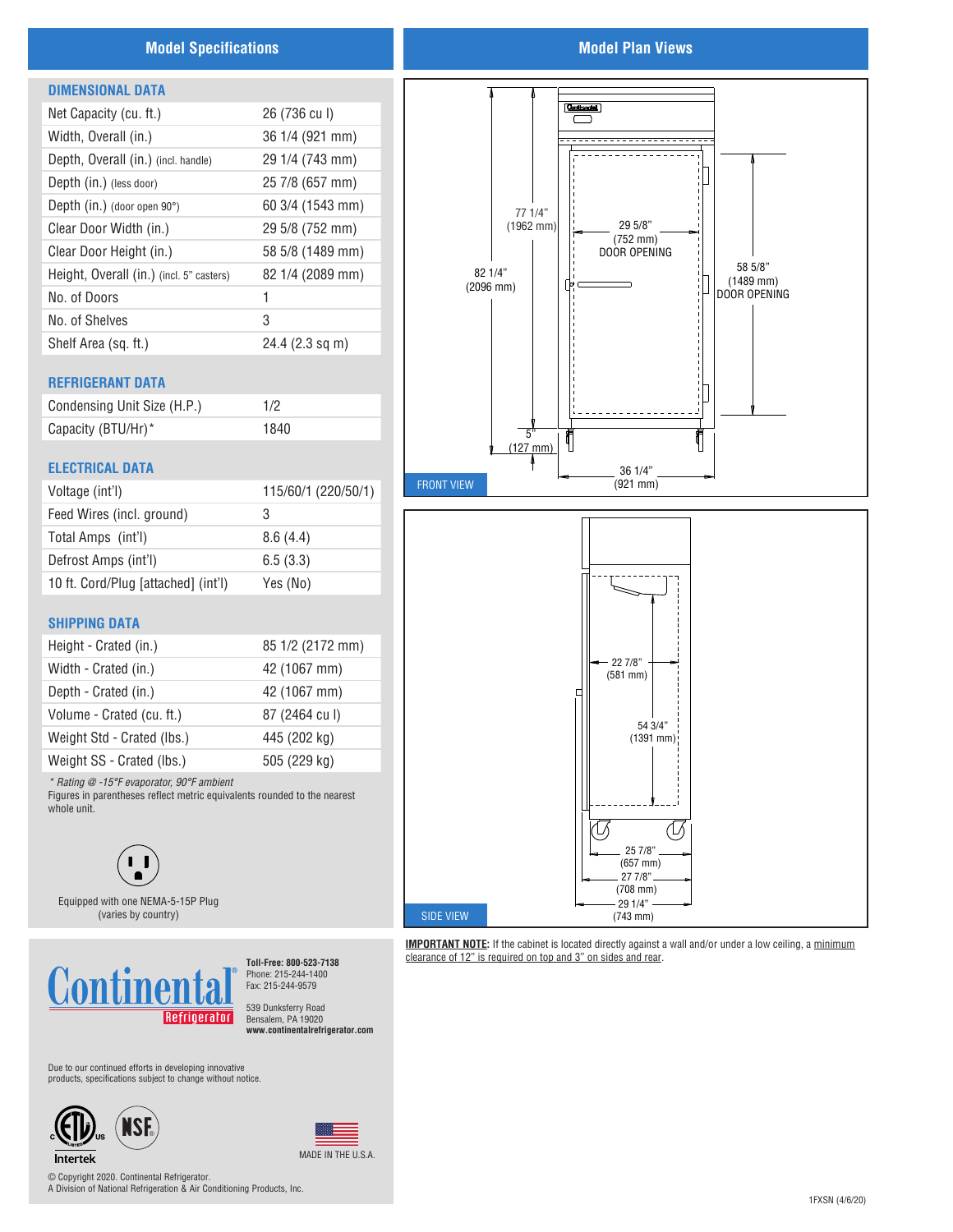## Model Specifications

### DIMENSIONAL DATA

| | |
|---|---|
| Net Capacity (cu. ft.) | 26 (736 cu l) |
| Width, Overall (in.) | 36 1/4 (921 mm) |
| Depth, Overall (in.) (incl. handle) | 29 1/4 (743 mm) |
| Depth (in.) (less door) | 25 7/8 (657 mm) |
| Depth (in.) (door open 90°) | 60 3/4 (1543 mm) |
| Clear Door Width (in.) | 29 5/8 (752 mm) |
| Clear Door Height (in.) | 58 5/8 (1489 mm) |
| Height, Overall (in.) (incl. 5" casters) | 82 1/4 (2089 mm) |
| No. of Doors | 1 |
| No. of Shelves | 3 |
| Shelf Area (sq. ft.) | 24.4 (2.3 sq m) |

### REFRIGERANT DATA

| | |
|---|---|
| Condensing Unit Size (H.P.) | 1/2 |
| Capacity (BTU/Hr)* | 1840 |

### ELECTRICAL DATA

| | |
|---|---|
| Voltage (int'l) | 115/60/1 (220/50/1) |
| Feed Wires (incl. ground) | 3 |
| Total Amps (int'l) | 8.6 (4.4) |
| Defrost Amps (int'l) | 6.5 (3.3) |
| 10 ft. Cord/Plug [attached] (int'l) | Yes (No) |

### SHIPPING DATA

| | |
|---|---|
| Height - Crated (in.) | 85 1/2 (2172 mm) |
| Width - Crated (in.) | 42 (1067 mm) |
| Depth - Crated (in.) | 42 (1067 mm) |
| Volume - Crated (cu. ft.) | 87 (2464 cu l) |
| Weight Std - Crated (lbs.) | 445 (202 kg) |
| Weight SS - Crated (lbs.) | 505 (229 kg) |

*\* Rating @ -15°F evaporator, 90°F ambient*

Figures in parentheses reflect metric equivalents rounded to the nearest whole unit.

Equipped with one NEMA-5-15P Plug (varies by country)

## Model Plan Views

FRONT VIEW

77 1/4"
(1962 mm)
82 1/4"
(2096 mm)
29 5/8"
(752 mm)
DOOR OPENING
58 5/8"
(1489 mm)
DOOR OPENING
5"
(127 mm)
36 1/4"
(921 mm)

SIDE VIEW

22 7/8"
(581 mm)
54 3/4"
(1391 mm)
25 7/8"
(657 mm)
27 7/8"
(708 mm)
29 1/4"
(743 mm)

**IMPORTANT NOTE:** If the cabinet is located directly against a wall and/or under a low ceiling, a minimum clearance of 12" is required on top and 3" on sides and rear.

Continental Refrigerator

**Toll-Free: 800-523-7138**
Phone: 215-244-1400
Fax: 215-244-9579

539 Dunksferry Road
Bensalem, PA 19020
**www.continentalrefrigerator.com**

Due to our continued efforts in developing innovative products, specifications subject to change without notice.

Intertek

MADE IN THE U.S.A.

© Copyright 2020. Continental Refrigerator.
A Division of National Refrigeration & Air Conditioning Products, Inc.

1FXSN (4/6/20)